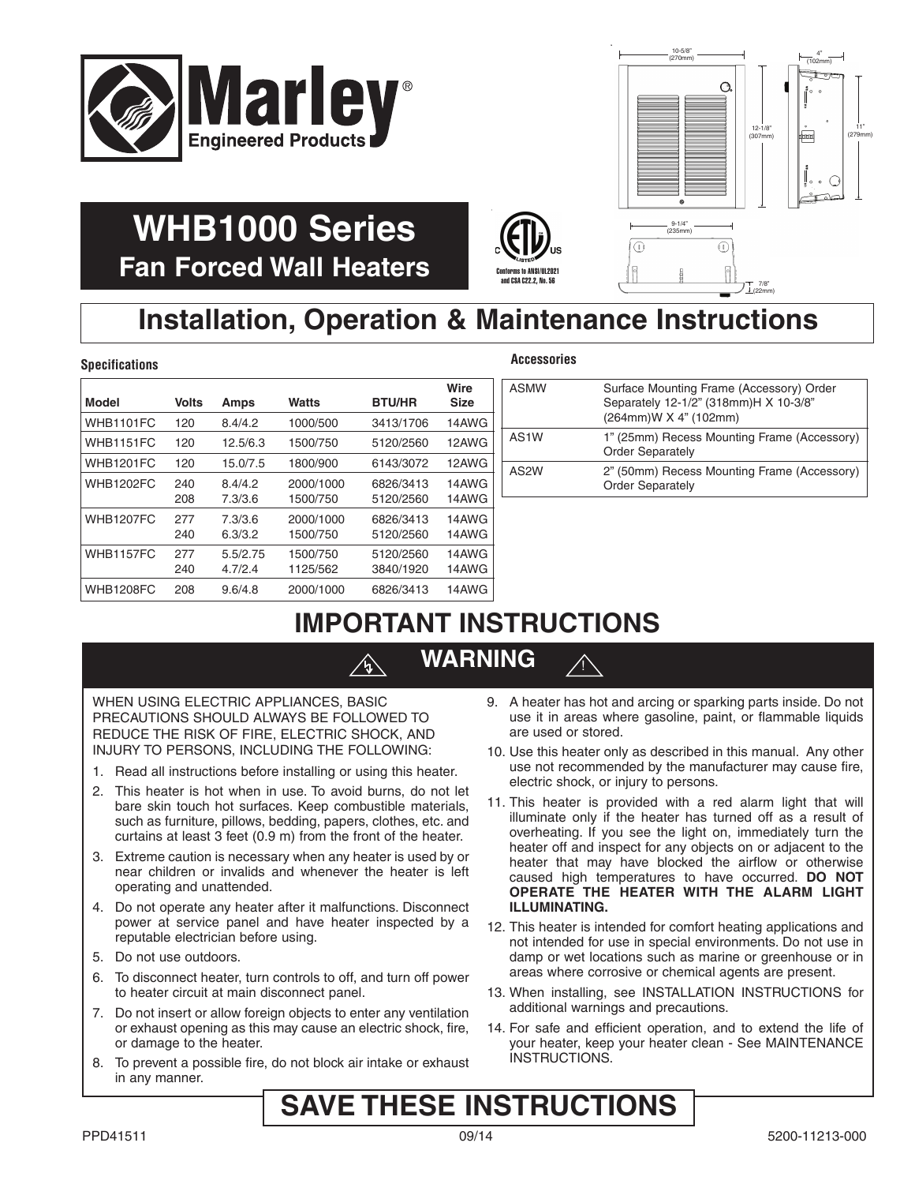# Marley Engineered Products

# WHB1000 Series
## Fan Forced Wall Heaters

Conforms to ANSI/UL2021 and CSA C22.2, No. 56

# Installation, Operation & Maintenance Instructions

**Specifications**

| Model | Volts | Amps | Watts | BTU/HR | Wire Size |
|---|---|---|---|---|---|
| WHB1101FC | 120 | 8.4/4.2 | 1000/500 | 3413/1706 | 14AWG |
| WHB1151FC | 120 | 12.5/6.3 | 1500/750 | 5120/2560 | 12AWG |
| WHB1201FC | 120 | 15.0/7.5 | 1800/900 | 6143/3072 | 12AWG |
| WHB1202FC | 240<br>208 | 8.4/4.2<br>7.3/3.6 | 2000/1000<br>1500/750 | 6826/3413<br>5120/2560 | 14AWG<br>14AWG |
| WHB1207FC | 277<br>240 | 7.3/3.6<br>6.3/3.2 | 2000/1000<br>1500/750 | 6826/3413<br>5120/2560 | 14AWG<br>14AWG |
| WHB1157FC | 277<br>240 | 5.5/2.75<br>4.7/2.4 | 1500/750<br>1125/562 | 5120/2560<br>3840/1920 | 14AWG<br>14AWG |
| WHB1208FC | 208 | 9.6/4.8 | 2000/1000 | 6826/3413 | 14AWG |

**Accessories**

| | |
|---|---|
| ASMW | Surface Mounting Frame (Accessory) Order Separately 12-1/2" (318mm)H X 10-3/8" (264mm)W X 4" (102mm) |
| AS1W | 1" (25mm) Recess Mounting Frame (Accessory) Order Separately |
| AS2W | 2" (50mm) Recess Mounting Frame (Accessory) Order Separately |

10-5/8" (270mm) · 12-1/8" (307mm) · 4" (102mm) · 11" (279mm) · 9-1/4" (235mm) · 7/8" (22mm)

# IMPORTANT INSTRUCTIONS

## WARNING

WHEN USING ELECTRIC APPLIANCES, BASIC PRECAUTIONS SHOULD ALWAYS BE FOLLOWED TO REDUCE THE RISK OF FIRE, ELECTRIC SHOCK, AND INJURY TO PERSONS, INCLUDING THE FOLLOWING:

1. Read all instructions before installing or using this heater.
2. This heater is hot when in use. To avoid burns, do not let bare skin touch hot surfaces. Keep combustible materials, such as furniture, pillows, bedding, papers, clothes, etc. and curtains at least 3 feet (0.9 m) from the front of the heater.
3. Extreme caution is necessary when any heater is used by or near children or invalids and whenever the heater is left operating and unattended.
4. Do not operate any heater after it malfunctions. Disconnect power at service panel and have heater inspected by a reputable electrician before using.
5. Do not use outdoors.
6. To disconnect heater, turn controls to off, and turn off power to heater circuit at main disconnect panel.
7. Do not insert or allow foreign objects to enter any ventilation or exhaust opening as this may cause an electric shock, fire, or damage to the heater.
8. To prevent a possible fire, do not block air intake or exhaust in any manner.
9. A heater has hot and arcing or sparking parts inside. Do not use it in areas where gasoline, paint, or flammable liquids are used or stored.
10. Use this heater only as described in this manual. Any other use not recommended by the manufacturer may cause fire, electric shock, or injury to persons.
11. This heater is provided with a red alarm light that will illuminate only if the heater has turned off as a result of overheating. If you see the light on, immediately turn the heater off and inspect for any objects on or adjacent to the heater that may have blocked the airflow or otherwise caused high temperatures to have occurred. **DO NOT OPERATE THE HEATER WITH THE ALARM LIGHT ILLUMINATING.**
12. This heater is intended for comfort heating applications and not intended for use in special environments. Do not use in damp or wet locations such as marine or greenhouse or in areas where corrosive or chemical agents are present.
13. When installing, see INSTALLATION INSTRUCTIONS for additional warnings and precautions.
14. For safe and efficient operation, and to extend the life of your heater, keep your heater clean - See MAINTENANCE INSTRUCTIONS.

# SAVE THESE INSTRUCTIONS

PPD41511 09/14 5200-11213-000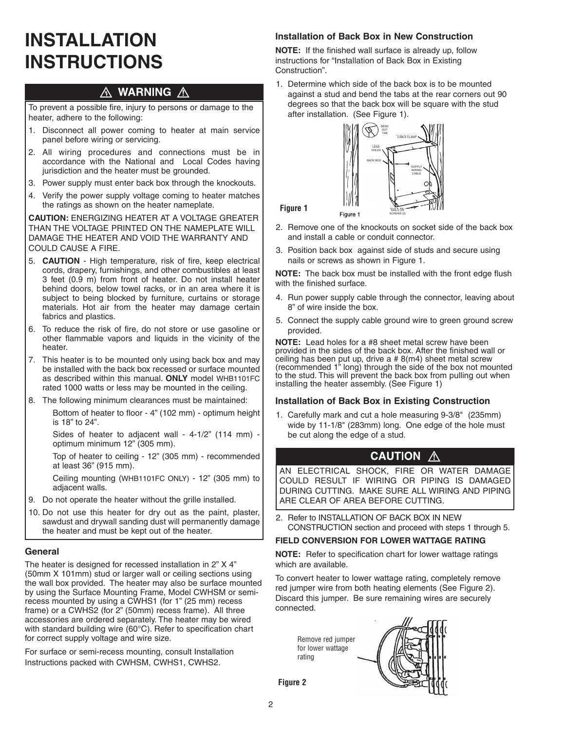# INSTALLATION INSTRUCTIONS

## ⚠ WARNING ⚠

To prevent a possible fire, injury to persons or damage to the heater, adhere to the following:

1. Disconnect all power coming to heater at main service panel before wiring or servicing.
2. All wiring procedures and connections must be in accordance with the National and Local Codes having jurisdiction and the heater must be grounded.
3. Power supply must enter back box through the knockouts.
4. Verify the power supply voltage coming to heater matches the ratings as shown on the heater nameplate.

**CAUTION:** ENERGIZING HEATER AT A VOLTAGE GREATER THAN THE VOLTAGE PRINTED ON THE NAMEPLATE WILL DAMAGE THE HEATER AND VOID THE WARRANTY AND COULD CAUSE A FIRE.

5. **CAUTION** - High temperature, risk of fire, keep electrical cords, drapery, furnishings, and other combustibles at least 3 feet (0.9 m) from front of heater. Do not install heater behind doors, below towel racks, or in an area where it is subject to being blocked by furniture, curtains or storage materials. Hot air from the heater may damage certain fabrics and plastics.
6. To reduce the risk of fire, do not store or use gasoline or other flammable vapors and liquids in the vicinity of the heater.
7. This heater is to be mounted only using back box and may be installed with the back box recessed or surface mounted as described within this manual. **ONLY** model WHB1101FC rated 1000 watts or less may be mounted in the ceiling.
8. The following minimum clearances must be maintained:

   Bottom of heater to floor - 4" (102 mm) - optimum height is 18" to 24".

   Sides of heater to adjacent wall - 4-1/2" (114 mm) - optimum minimum 12" (305 mm).

   Top of heater to ceiling - 12" (305 mm) - recommended at least 36" (915 mm).

   Ceiling mounting (WHB1101FC ONLY) - 12" (305 mm) to adjacent walls.
9. Do not operate the heater without the grille installed.
10. Do not use this heater for dry out as the paint, plaster, sawdust and drywall sanding dust will permanently damage the heater and must be kept out of the heater.

### General

The heater is designed for recessed installation in 2" X 4" (50mm X 101mm) stud or larger wall or ceiling sections using the wall box provided. The heater may also be surface mounted by using the Surface Mounting Frame, Model CWHSM or semi-recess mounted by using a CWHS1 (for 1" (25 mm) recess frame) or a CWHS2 (for 2" (50mm) recess frame). All three accessories are ordered separately. The heater may be wired with standard building wire (60°C). Refer to specification chart for correct supply voltage and wire size.

For surface or semi-recess mounting, consult Installation Instructions packed with CWHSM, CWHS1, CWHS2.

### Installation of Back Box in New Construction

**NOTE:** If the finished wall surface is already up, follow instructions for "Installation of Back Box in Existing Construction".

1. Determine which side of the back box is to be mounted against a stud and bend the tabs at the rear corners out 90 degrees so that the back box will be square with the stud after installation. (See Figure 1).

BEND OUT TAB — CABLE CLAMP — LEAD HOLES — BACK BOX — SUPPLY WIRING CABLE — NAILS OR SCREWS (2)

**Figure 1**

2. Remove one of the knockouts on socket side of the back box and install a cable or conduit connector.
3. Position back box against side of studs and secure using nails or screws as shown in Figure 1.

**NOTE:** The back box must be installed with the front edge flush with the finished surface.

4. Run power supply cable through the connector, leaving about 8" of wire inside the box.
5. Connect the supply cable ground wire to green ground screw provided.

**NOTE:** Lead holes for a #8 sheet metal screw have been provided in the sides of the back box. After the finished wall or ceiling has been put up, drive a # 8(m4) sheet metal screw (recommended 1" long) through the side of the box not mounted to the stud. This will prevent the back box from pulling out when installing the heater assembly. (See Figure 1)

### Installation of Back Box in Existing Construction

1. Carefully mark and cut a hole measuring 9-3/8" (235mm) wide by 11-1/8" (283mm) long. One edge of the hole must be cut along the edge of a stud.

## CAUTION ⚠

AN ELECTRICAL SHOCK, FIRE OR WATER DAMAGE COULD RESULT IF WIRING OR PIPING IS DAMAGED DURING CUTTING. MAKE SURE ALL WIRING AND PIPING ARE CLEAR OF AREA BEFORE CUTTING.

2. Refer to INSTALLATION OF BACK BOX IN NEW CONSTRUCTION section and proceed with steps 1 through 5.

**FIELD CONVERSION FOR LOWER WATTAGE RATING**

**NOTE:** Refer to specification chart for lower wattage ratings which are available.

To convert heater to lower wattage rating, completely remove red jumper wire from both heating elements (See Figure 2). Discard this jumper. Be sure remaining wires are securely connected.

Remove red jumper for lower wattage rating

**Figure 2**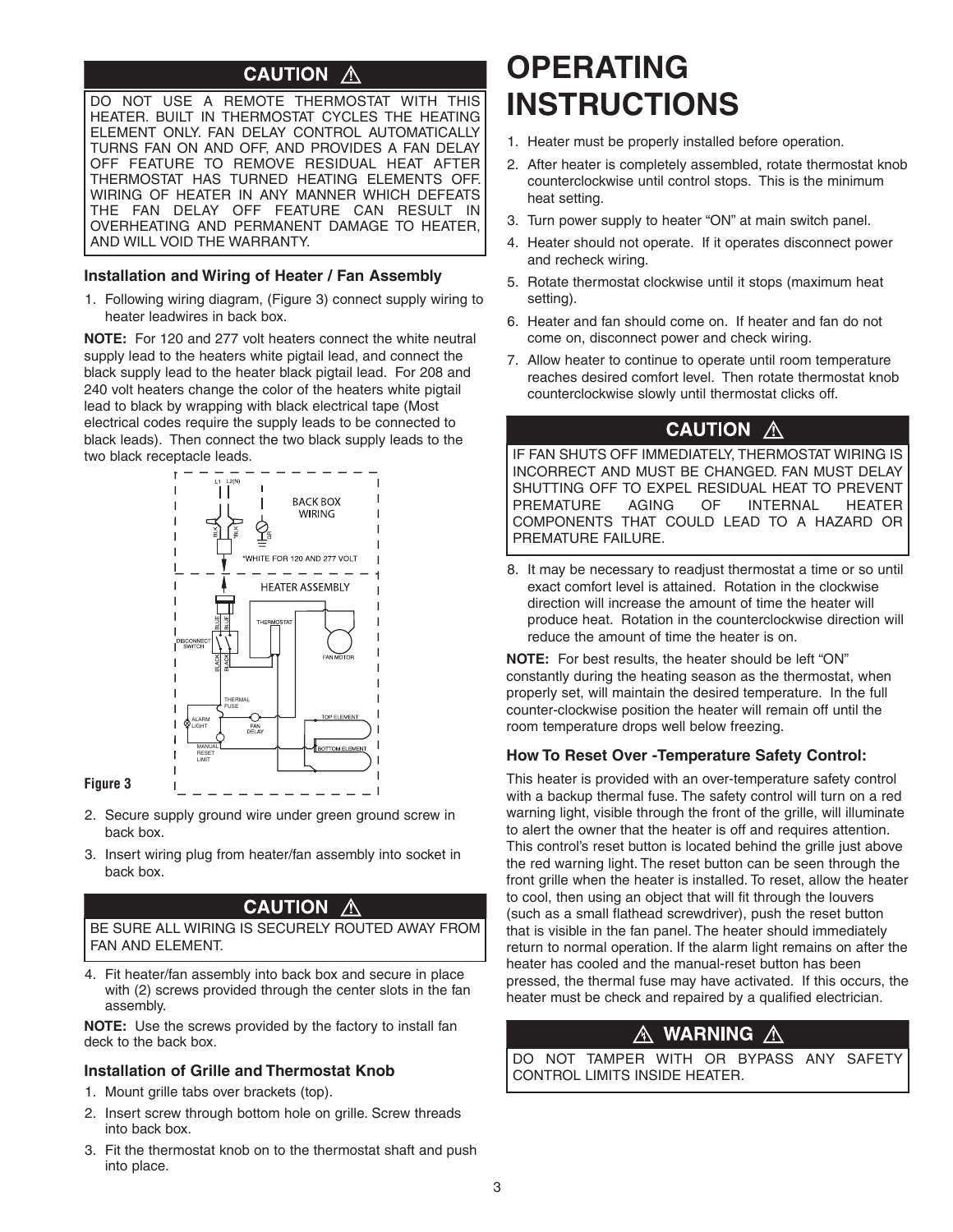## CAUTION ⚠

DO NOT USE A REMOTE THERMOSTAT WITH THIS HEATER. BUILT IN THERMOSTAT CYCLES THE HEATING ELEMENT ONLY. FAN DELAY CONTROL AUTOMATICALLY TURNS FAN ON AND OFF, AND PROVIDES A FAN DELAY OFF FEATURE TO REMOVE RESIDUAL HEAT AFTER THERMOSTAT HAS TURNED HEATING ELEMENTS OFF. WIRING OF HEATER IN ANY MANNER WHICH DEFEATS THE FAN DELAY OFF FEATURE CAN RESULT IN OVERHEATING AND PERMANENT DAMAGE TO HEATER, AND WILL VOID THE WARRANTY.

### Installation and Wiring of Heater / Fan Assembly

1. Following wiring diagram, (Figure 3) connect supply wiring to heater leadwires in back box.

**NOTE:** For 120 and 277 volt heaters connect the white neutral supply lead to the heaters white pigtail lead, and connect the black supply lead to the heater black pigtail lead. For 208 and 240 volt heaters change the color of the heaters white pigtail lead to black by wrapping with black electrical tape (Most electrical codes require the supply leads to be connected to black leads). Then connect the two black supply leads to the two black receptacle leads.

L1 L2(N) BACK BOX WIRING BLK *BLK GR *WHITE FOR 120 AND 277 VOLT HEATER ASSEMBLY BLUE BLUE THERMOSTAT DISCONNECT SWITCH BLACK BLACK FAN MOTOR THERMAL FUSE ALARM LIGHT FAN DELAY TOP ELEMENT MANUAL RESET LIMIT BOTTOM ELEMENT

**Figure 3**

2. Secure supply ground wire under green ground screw in back box.
3. Insert wiring plug from heater/fan assembly into socket in back box.

## CAUTION ⚠

BE SURE ALL WIRING IS SECURELY ROUTED AWAY FROM FAN AND ELEMENT.

4. Fit heater/fan assembly into back box and secure in place with (2) screws provided through the center slots in the fan assembly.

**NOTE:** Use the screws provided by the factory to install fan deck to the back box.

### Installation of Grille and Thermostat Knob

1. Mount grille tabs over brackets (top).
2. Insert screw through bottom hole on grille. Screw threads into back box.
3. Fit the thermostat knob on to the thermostat shaft and push into place.

# OPERATING INSTRUCTIONS

1. Heater must be properly installed before operation.
2. After heater is completely assembled, rotate thermostat knob counterclockwise until control stops. This is the minimum heat setting.
3. Turn power supply to heater "ON" at main switch panel.
4. Heater should not operate. If it operates disconnect power and recheck wiring.
5. Rotate thermostat clockwise until it stops (maximum heat setting).
6. Heater and fan should come on. If heater and fan do not come on, disconnect power and check wiring.
7. Allow heater to continue to operate until room temperature reaches desired comfort level. Then rotate thermostat knob counterclockwise slowly until thermostat clicks off.

## CAUTION ⚠

IF FAN SHUTS OFF IMMEDIATELY, THERMOSTAT WIRING IS INCORRECT AND MUST BE CHANGED. FAN MUST DELAY SHUTTING OFF TO EXPEL RESIDUAL HEAT TO PREVENT PREMATURE AGING OF INTERNAL HEATER COMPONENTS THAT COULD LEAD TO A HAZARD OR PREMATURE FAILURE.

8. It may be necessary to readjust thermostat a time or so until exact comfort level is attained. Rotation in the clockwise direction will increase the amount of time the heater will produce heat. Rotation in the counterclockwise direction will reduce the amount of time the heater is on.

**NOTE:** For best results, the heater should be left "ON" constantly during the heating season as the thermostat, when properly set, will maintain the desired temperature. In the full counter-clockwise position the heater will remain off until the room temperature drops well below freezing.

### How To Reset Over -Temperature Safety Control:

This heater is provided with an over-temperature safety control with a backup thermal fuse. The safety control will turn on a red warning light, visible through the front of the grille, will illuminate to alert the owner that the heater is off and requires attention. This control's reset button is located behind the grille just above the red warning light. The reset button can be seen through the front grille when the heater is installed. To reset, allow the heater to cool, then using an object that will fit through the louvers (such as a small flathead screwdriver), push the reset button that is visible in the fan panel. The heater should immediately return to normal operation. If the alarm light remains on after the heater has cooled and the manual-reset button has been pressed, the thermal fuse may have activated. If this occurs, the heater must be check and repaired by a qualified electrician.

## ⚠ WARNING ⚠

DO NOT TAMPER WITH OR BYPASS ANY SAFETY CONTROL LIMITS INSIDE HEATER.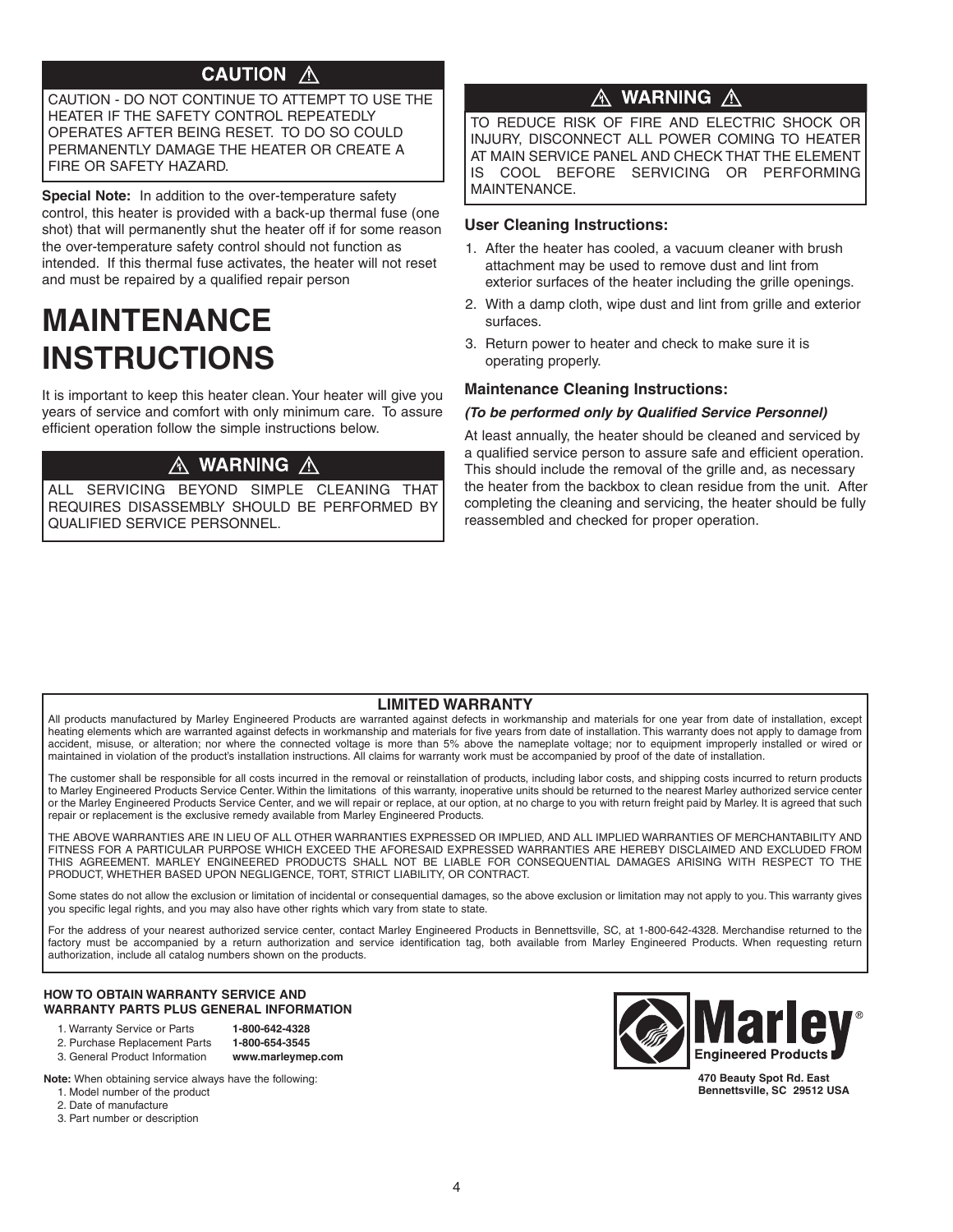## CAUTION ⚠

CAUTION - DO NOT CONTINUE TO ATTEMPT TO USE THE HEATER IF THE SAFETY CONTROL REPEATEDLY OPERATES AFTER BEING RESET. TO DO SO COULD PERMANENTLY DAMAGE THE HEATER OR CREATE A FIRE OR SAFETY HAZARD.

**Special Note:** In addition to the over-temperature safety control, this heater is provided with a back-up thermal fuse (one shot) that will permanently shut the heater off if for some reason the over-temperature safety control should not function as intended. If this thermal fuse activates, the heater will not reset and must be repaired by a qualified repair person

# MAINTENANCE INSTRUCTIONS

It is important to keep this heater clean. Your heater will give you years of service and comfort with only minimum care. To assure efficient operation follow the simple instructions below.

## ⚠ WARNING ⚠

ALL SERVICING BEYOND SIMPLE CLEANING THAT REQUIRES DISASSEMBLY SHOULD BE PERFORMED BY QUALIFIED SERVICE PERSONNEL.

## ⚠ WARNING ⚠

TO REDUCE RISK OF FIRE AND ELECTRIC SHOCK OR INJURY, DISCONNECT ALL POWER COMING TO HEATER AT MAIN SERVICE PANEL AND CHECK THAT THE ELEMENT IS COOL BEFORE SERVICING OR PERFORMING MAINTENANCE.

### User Cleaning Instructions:

1. After the heater has cooled, a vacuum cleaner with brush attachment may be used to remove dust and lint from exterior surfaces of the heater including the grille openings.
2. With a damp cloth, wipe dust and lint from grille and exterior surfaces.
3. Return power to heater and check to make sure it is operating properly.

### Maintenance Cleaning Instructions:

***(To be performed only by Qualified Service Personnel)***

At least annually, the heater should be cleaned and serviced by a qualified service person to assure safe and efficient operation. This should include the removal of the grille and, as necessary the heater from the backbox to clean residue from the unit. After completing the cleaning and servicing, the heater should be fully reassembled and checked for proper operation.

## LIMITED WARRANTY

All products manufactured by Marley Engineered Products are warranted against defects in workmanship and materials for one year from date of installation, except heating elements which are warranted against defects in workmanship and materials for five years from date of installation. This warranty does not apply to damage from accident, misuse, or alteration; nor where the connected voltage is more than 5% above the nameplate voltage; nor to equipment improperly installed or wired or maintained in violation of the product's installation instructions. All claims for warranty work must be accompanied by proof of the date of installation.

The customer shall be responsible for all costs incurred in the removal or reinstallation of products, including labor costs, and shipping costs incurred to return products to Marley Engineered Products Service Center. Within the limitations of this warranty, inoperative units should be returned to the nearest Marley authorized service center or the Marley Engineered Products Service Center, and we will repair or replace, at our option, at no charge to you with return freight paid by Marley. It is agreed that such repair or replacement is the exclusive remedy available from Marley Engineered Products.

THE ABOVE WARRANTIES ARE IN LIEU OF ALL OTHER WARRANTIES EXPRESSED OR IMPLIED, AND ALL IMPLIED WARRANTIES OF MERCHANTABILITY AND FITNESS FOR A PARTICULAR PURPOSE WHICH EXCEED THE AFORESAID EXPRESSED WARRANTIES ARE HEREBY DISCLAIMED AND EXCLUDED FROM THIS AGREEMENT. MARLEY ENGINEERED PRODUCTS SHALL NOT BE LIABLE FOR CONSEQUENTIAL DAMAGES ARISING WITH RESPECT TO THE PRODUCT, WHETHER BASED UPON NEGLIGENCE, TORT, STRICT LIABILITY, OR CONTRACT.

Some states do not allow the exclusion or limitation of incidental or consequential damages, so the above exclusion or limitation may not apply to you. This warranty gives you specific legal rights, and you may also have other rights which vary from state to state.

For the address of your nearest authorized service center, contact Marley Engineered Products in Bennettsville, SC, at 1-800-642-4328. Merchandise returned to the factory must be accompanied by a return authorization and service identification tag, both available from Marley Engineered Products. When requesting return authorization, include all catalog numbers shown on the products.

**HOW TO OBTAIN WARRANTY SERVICE AND WARRANTY PARTS PLUS GENERAL INFORMATION**

1. Warranty Service or Parts **1-800-642-4328**
2. Purchase Replacement Parts **1-800-654-3545**
3. General Product Information **www.marleymep.com**

**Note:** When obtaining service always have the following:

1. Model number of the product
2. Date of manufacture
3. Part number or description

**Marley® Engineered Products**

**470 Beauty Spot Rd. East**
**Bennettsville, SC 29512 USA**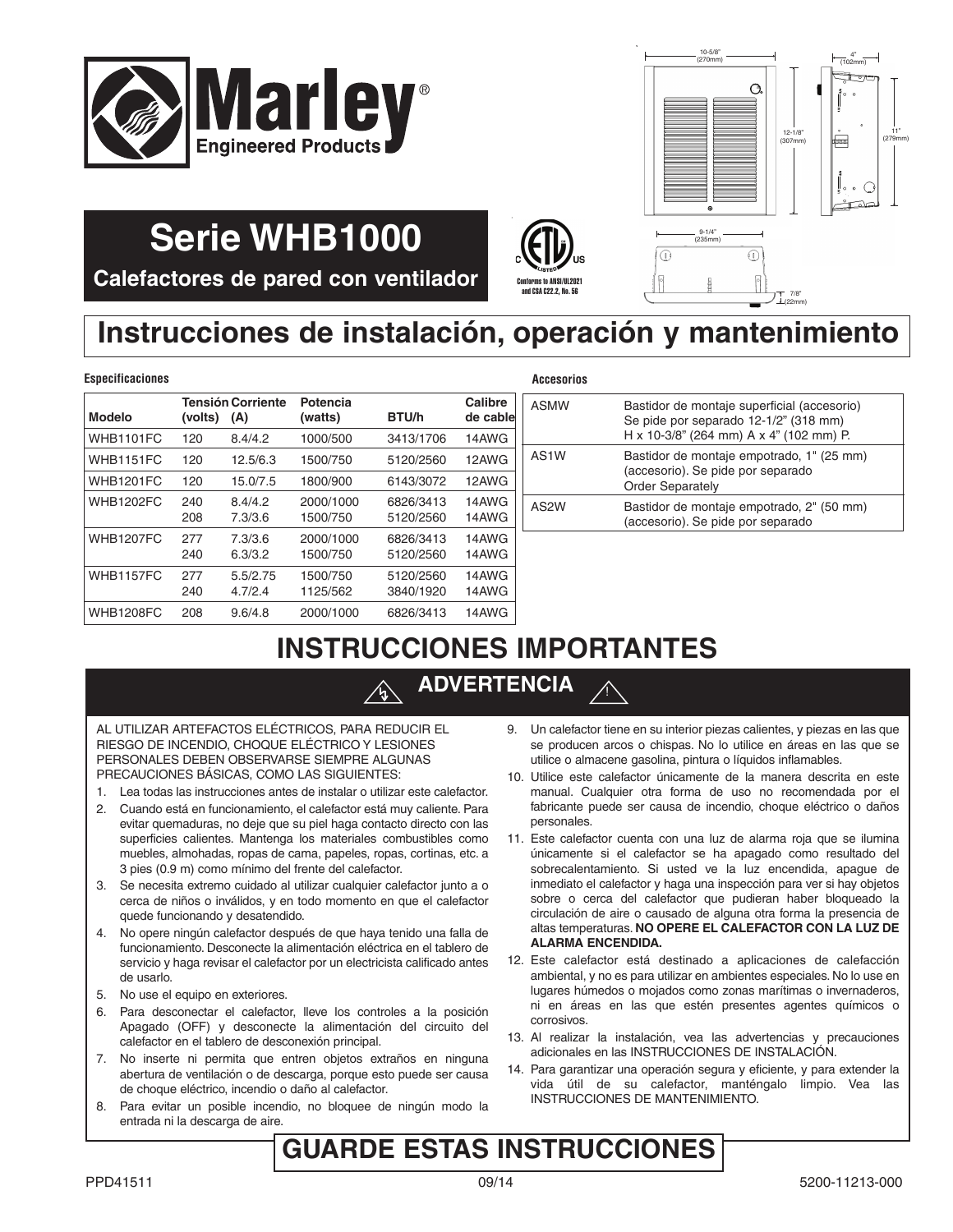# Marley Engineered Products

# Serie WHB1000

## Calefactores de pared con ventilador

Conforms to ANSI/UL2021 and CSA C22.2, No. 56

# Instrucciones de instalación, operación y mantenimiento

**Especificaciones**

| Modelo | Tensión (volts) | Corriente (A) | Potencia (watts) | BTU/h | Calibre de cable |
|---|---|---|---|---|---|
| WHB1101FC | 120 | 8.4/4.2 | 1000/500 | 3413/1706 | 14AWG |
| WHB1151FC | 120 | 12.5/6.3 | 1500/750 | 5120/2560 | 12AWG |
| WHB1201FC | 120 | 15.0/7.5 | 1800/900 | 6143/3072 | 12AWG |
| WHB1202FC | 240 | 8.4/4.2 | 2000/1000 | 6826/3413 | 14AWG |
| | 208 | 7.3/3.6 | 1500/750 | 5120/2560 | 14AWG |
| WHB1207FC | 277 | 7.3/3.6 | 2000/1000 | 6826/3413 | 14AWG |
| | 240 | 6.3/3.2 | 1500/750 | 5120/2560 | 14AWG |
| WHB1157FC | 277 | 5.5/2.75 | 1500/750 | 5120/2560 | 14AWG |
| | 240 | 4.7/2.4 | 1125/562 | 3840/1920 | 14AWG |
| WHB1208FC | 208 | 9.6/4.8 | 2000/1000 | 6826/3413 | 14AWG |

**Accesorios**

| | |
|---|---|
| ASMW | Bastidor de montaje superficial (accesorio) Se pide por separado 12-1/2" (318 mm) H x 10-3/8" (264 mm) A x 4" (102 mm) P. |
| AS1W | Bastidor de montaje empotrado, 1" (25 mm) (accesorio). Se pide por separado Order Separately |
| AS2W | Bastidor de montaje empotrado, 2" (50 mm) (accesorio). Se pide por separado |

10-5/8" (270mm) 12-1/8" (307mm) 4" (102mm) 11" (279mm) 9-1/4" (235mm) 7/8" (22mm)

# INSTRUCCIONES IMPORTANTES

## ADVERTENCIA

AL UTILIZAR ARTEFACTOS ELÉCTRICOS, PARA REDUCIR EL RIESGO DE INCENDIO, CHOQUE ELÉCTRICO Y LESIONES PERSONALES DEBEN OBSERVARSE SIEMPRE ALGUNAS PRECAUCIONES BÁSICAS, COMO LAS SIGUIENTES:

1. Lea todas las instrucciones antes de instalar o utilizar este calefactor.
2. Cuando está en funcionamiento, el calefactor está muy caliente. Para evitar quemaduras, no deje que su piel haga contacto directo con las superficies calientes. Mantenga los materiales combustibles como muebles, almohadas, ropas de cama, papeles, ropas, cortinas, etc. a 3 pies (0.9 m) como mínimo del frente del calefactor.
3. Se necesita extremo cuidado al utilizar cualquier calefactor junto a o cerca de niños o inválidos, y en todo momento en que el calefactor quede funcionando y desatendido.
4. No opere ningún calefactor después de que haya tenido una falla de funcionamiento. Desconecte la alimentación eléctrica en el tablero de servicio y haga revisar el calefactor por un electricista calificado antes de usarlo.
5. No use el equipo en exteriores.
6. Para desconectar el calefactor, lleve los controles a la posición Apagado (OFF) y desconecte la alimentación del circuito del calefactor en el tablero de desconexión principal.
7. No inserte ni permita que entren objetos extraños en ninguna abertura de ventilación o de descarga, porque esto puede ser causa de choque eléctrico, incendio o daño al calefactor.
8. Para evitar un posible incendio, no bloquee de ningún modo la entrada ni la descarga de aire.
9. Un calefactor tiene en su interior piezas calientes, y piezas en las que se producen arcos o chispas. No lo utilice en áreas en las que se utilice o almacene gasolina, pintura o líquidos inflamables.
10. Utilice este calefactor únicamente de la manera descrita en este manual. Cualquier otra forma de uso no recomendada por el fabricante puede ser causa de incendio, choque eléctrico o daños personales.
11. Este calefactor cuenta con una luz de alarma roja que se ilumina únicamente si el calefactor se ha apagado como resultado del sobrecalentamiento. Si usted ve la luz encendida, apague de inmediato el calefactor y haga una inspección para ver si hay objetos sobre o cerca del calefactor que pudieran haber bloqueado la circulación de aire o causado de alguna otra forma la presencia de altas temperaturas. **NO OPERE EL CALEFACTOR CON LA LUZ DE ALARMA ENCENDIDA.**
12. Este calefactor está destinado a aplicaciones de calefacción ambiental, y no es para utilizar en ambientes especiales. No lo use en lugares húmedos o mojados como zonas marítimas o invernaderos, ni en áreas en las que estén presentes agentes químicos o corrosivos.
13. Al realizar la instalación, vea las advertencias y precauciones adicionales en las INSTRUCCIONES DE INSTALACIÓN.
14. Para garantizar una operación segura y eficiente, y para extender la vida útil de su calefactor, manténgalo limpio. Vea las INSTRUCCIONES DE MANTENIMIENTO.

# GUARDE ESTAS INSTRUCCIONES

PPD41511 09/14 5200-11213-000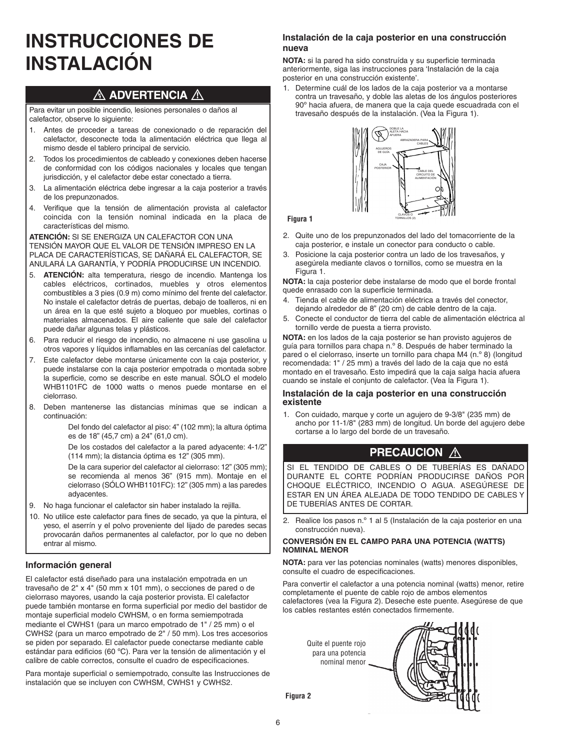# INSTRUCCIONES DE INSTALACIÓN

## ⚠ ADVERTENCIA ⚠

Para evitar un posible incendio, lesiones personales o daños al calefactor, observe lo siguiente:

1. Antes de proceder a tareas de conexionado o de reparación del calefactor, desconecte toda la alimentación eléctrica que llega al mismo desde el tablero principal de servicio.
2. Todos los procedimientos de cableado y conexiones deben hacerse de conformidad con los códigos nacionales y locales que tengan jurisdicción, y el calefactor debe estar conectado a tierra.
3. La alimentación eléctrica debe ingresar a la caja posterior a través de los prepunzonados.
4. Verifique que la tensión de alimentación provista al calefactor coincida con la tensión nominal indicada en la placa de características del mismo.

**ATENCIÓN:** SI SE ENERGIZA UN CALEFACTOR CON UNA TENSIÓN MAYOR QUE EL VALOR DE TENSIÓN IMPRESO EN LA PLACA DE CARACTERÍSTICAS, SE DAÑARÁ EL CALEFACTOR, SE ANULARÁ LA GARANTÍA, Y PODRÍA PRODUCIRSE UN INCENDIO.

5. **ATENCIÓN:** alta temperatura, riesgo de incendio. Mantenga los cables eléctricos, cortinados, muebles y otros elementos combustibles a 3 pies (0.9 m) como mínimo del frente del calefactor. No instale el calefactor detrás de puertas, debajo de toalleros, ni en un área en la que esté sujeto a bloqueo por muebles, cortinas o materiales almacenados. El aire caliente que sale del calefactor puede dañar algunas telas y plásticos.
6. Para reducir el riesgo de incendio, no almacene ni use gasolina u otros vapores y líquidos inflamables en las cercanías del calefactor.
7. Este calefactor debe montarse únicamente con la caja posterior, y puede instalarse con la caja posterior empotrada o montada sobre la superficie, como se describe en este manual. SÓLO el modelo WHB1101FC de 1000 watts o menos puede montarse en el cielorraso.
8. Deben mantenerse las distancias mínimas que se indican a continuación:

   Del fondo del calefactor al piso: 4” (102 mm); la altura óptima es de 18” (45,7 cm) a 24” (61,0 cm).

   De los costados del calefactor a la pared adyacente: 4-1/2” (114 mm); la distancia óptima es 12” (305 mm).

   De la cara superior del calefactor al cielorraso: 12” (305 mm); se recomienda al menos 36” (915 mm). Montaje en el cielorraso (SÓLO WHB1101FC): 12” (305 mm) a las paredes adyacentes.
9. No haga funcionar el calefactor sin haber instalado la rejilla.
10. No utilice este calefactor para fines de secado, ya que la pintura, el yeso, el aserrín y el polvo proveniente del lijado de paredes secas provocarán daños permanentes al calefactor, por lo que no deben entrar al mismo.

### Información general

El calefactor está diseñado para una instalación empotrada en un travesaño de 2" x 4" (50 mm x 101 mm), o secciones de pared o de cielorraso mayores, usando la caja posterior provista. El calefactor puede también montarse en forma superficial por medio del bastidor de montaje superficial modelo CWHSM, o en forma semiempotrada mediante el CWHS1 (para un marco empotrado de 1" / 25 mm) o el CWHS2 (para un marco empotrado de 2" / 50 mm). Los tres accesorios se piden por separado. El calefactor puede conectarse mediante cable estándar para edificios (60 °C). Para ver la tensión de alimentación y el calibre de cable correctos, consulte el cuadro de especificaciones.

Para montaje superficial o semiempotrado, consulte las Instrucciones de instalación que se incluyen con CWHSM, CWHS1 y CWHS2.

### Instalación de la caja posterior en una construcción nueva

**NOTA:** si la pared ha sido construída y su superficie terminada anteriormente, siga las instrucciones para ‘Instalación de la caja posterior en una construcción existente’.

1. Determine cuál de los lados de la caja posterior va a montarse contra un travesaño, y doble las aletas de los ángulos posteriores 90º hacia afuera, de manera que la caja quede escuadrada con el travesaño después de la instalación. (Vea la Figura 1).

DOBLE LA ALETA HACIA AFUERA — ABRAZADERA PARA CABLES — AGUJEROS DE GUÍA — CAJA POSTERIOR — CABLE DEL CIRCUITO DE ALIMENTACIÓN — CLAVOS O TORNILLOS (2)

**Figura 1**

2. Quite uno de los prepunzonados del lado del tomacorriente de la caja posterior, e instale un conector para conducto o cable.
3. Posicione la caja posterior contra un lado de los travesaños, y asegúrela mediante clavos o tornillos, como se muestra en la Figura 1.

**NOTA:** la caja posterior debe instalarse de modo que el borde frontal quede enrasado con la superficie terminada.

4. Tienda el cable de alimentación eléctrica a través del conector, dejando alrededor de 8” (20 cm) de cable dentro de la caja.
5. Conecte el conductor de tierra del cable de alimentación eléctrica al tornillo verde de puesta a tierra provisto.

**NOTA:** en los lados de la caja posterior se han provisto agujeros de guía para tornillos para chapa n.º 8. Después de haber terminado la pared o el cielorraso, inserte un tornillo para chapa M4 (n.º 8) (longitud recomendada: 1" / 25 mm) a través del lado de la caja que no está montado en el travesaño. Esto impedirá que la caja salga hacia afuera cuando se instale el conjunto de calefactor. (Vea la Figura 1).

### Instalación de la caja posterior en una construcción existente

1. Con cuidado, marque y corte un agujero de 9-3/8" (235 mm) de ancho por 11-1/8" (283 mm) de longitud. Un borde del agujero debe cortarse a lo largo del borde de un travesaño.

## PRECAUCION ⚠

SI EL TENDIDO DE CABLES O DE TUBERÍAS ES DAÑADO DURANTE EL CORTE PODRÍAN PRODUCIRSE DAÑOS POR CHOQUE ELÉCTRICO, INCENDIO O AGUA. ASEGÚRESE DE ESTAR EN UN ÁREA ALEJADA DE TODO TENDIDO DE CABLES Y DE TUBERÍAS ANTES DE CORTAR.

2. Realice los pasos n.º 1 al 5 (Instalación de la caja posterior en una construcción nueva).

#### CONVERSIÓN EN EL CAMPO PARA UNA POTENCIA (WATTS) NOMINAL MENOR

**NOTA:** para ver las potencias nominales (watts) menores disponibles, consulte el cuadro de especificaciones.

Para convertir el calefactor a una potencia nominal (watts) menor, retire completamente el puente de cable rojo de ambos elementos calefactores (vea la Figura 2). Deseche este puente. Asegúrese de que los cables restantes estén conectados firmemente.

Quite el puente rojo para una potencia nominal menor

**Figura 2**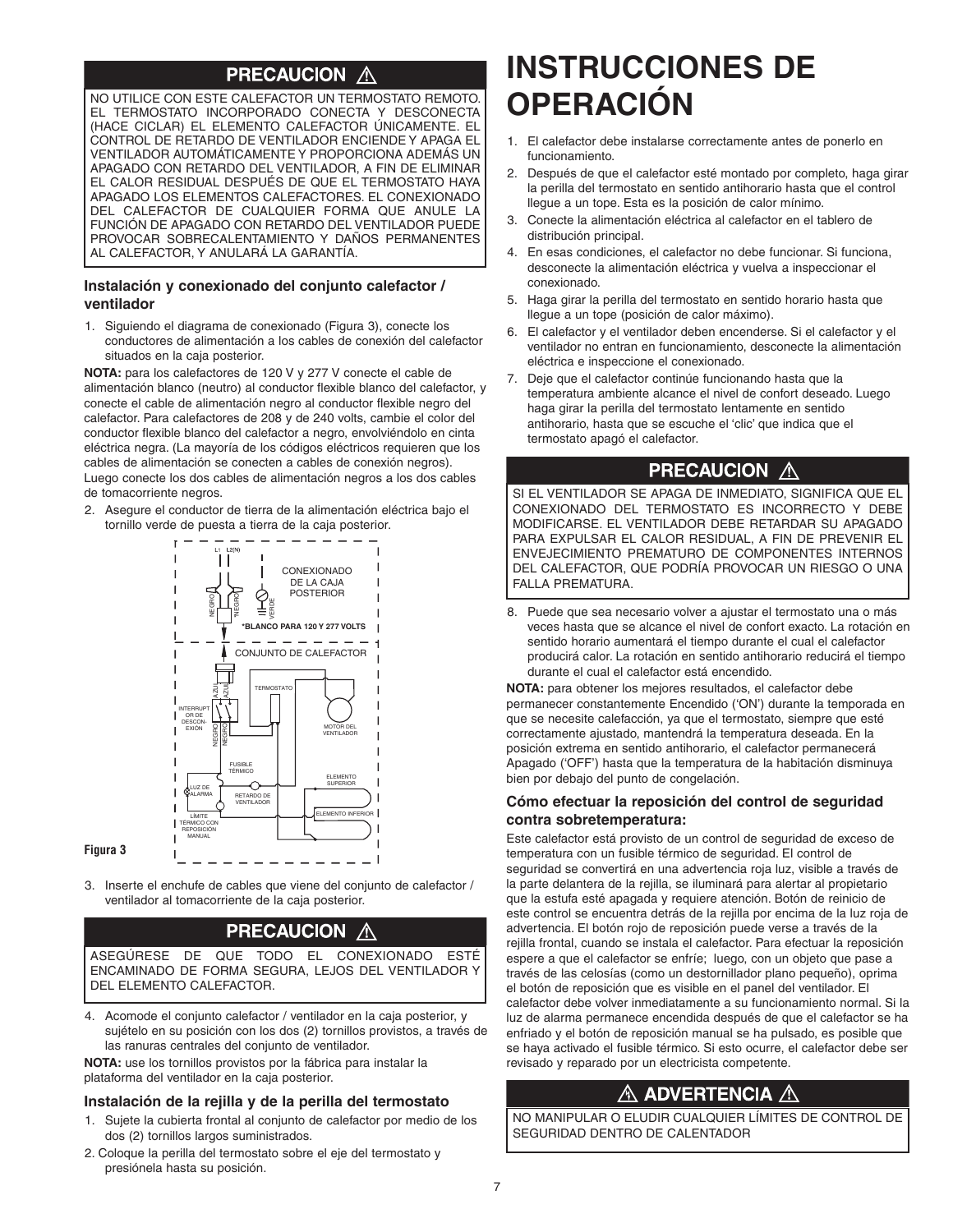## PRECAUCION ⚠

NO UTILICE CON ESTE CALEFACTOR UN TERMOSTATO REMOTO. EL TERMOSTATO INCORPORADO CONECTA Y DESCONECTA (HACE CICLAR) EL ELEMENTO CALEFACTOR ÚNICAMENTE. EL CONTROL DE RETARDO DE VENTILADOR ENCIENDE Y APAGA EL VENTILADOR AUTOMÁTICAMENTE Y PROPORCIONA ADEMÁS UN APAGADO CON RETARDO DEL VENTILADOR, A FIN DE ELIMINAR EL CALOR RESIDUAL DESPUÉS DE QUE EL TERMOSTATO HAYA APAGADO LOS ELEMENTOS CALEFACTORES. EL CONEXIONADO DEL CALEFACTOR DE CUALQUIER FORMA QUE ANULE LA FUNCIÓN DE APAGADO CON RETARDO DEL VENTILADOR PUEDE PROVOCAR SOBRECALENTAMIENTO Y DAÑOS PERMANENTES AL CALEFACTOR, Y ANULARÁ LA GARANTÍA.

### Instalación y conexionado del conjunto calefactor / ventilador

1. Siguiendo el diagrama de conexionado (Figura 3), conecte los conductores de alimentación a los cables de conexión del calefactor situados en la caja posterior.

**NOTA:** para los calefactores de 120 V y 277 V conecte el cable de alimentación blanco (neutro) al conductor flexible blanco del calefactor, y conecte el cable de alimentación negro al conductor flexible negro del calefactor. Para calefactores de 208 y de 240 volts, cambie el color del conductor flexible blanco del calefactor a negro, envolviéndolo en cinta eléctrica negra. (La mayoría de los códigos eléctricos requieren que los cables de alimentación se conecten a cables de conexión negros). Luego conecte los dos cables de alimentación negros a los dos cables de tomacorriente negros.

2. Asegure el conductor de tierra de la alimentación eléctrica bajo el tornillo verde de puesta a tierra de la caja posterior.

L1 L2(N)
CONEXIONADO DE LA CAJA POSTERIOR
NEGRO *NEGRO VERDE
*BLANCO PARA 120 Y 277 VOLTS
CONJUNTO DE CALEFACTOR
AZUL AZUL TERMOSTATO
INTERRUPTOR DE DESCONEXIÓN NEGRO NEGRO MOTOR DEL VENTILADOR
FUSIBLE TÉRMICO
ELEMENTO SUPERIOR
LUZ DE ALARMA RETARDO DE VENTILADOR
ELEMENTO INFERIOR
LÍMITE TÉRMICO CON REPOSICIÓN MANUAL

**Figura 3**

3. Inserte el enchufe de cables que viene del conjunto de calefactor / ventilador al tomacorriente de la caja posterior.

## PRECAUCION ⚠

ASEGÚRESE DE QUE TODO EL CONEXIONADO ESTÉ ENCAMINADO DE FORMA SEGURA, LEJOS DEL VENTILADOR Y DEL ELEMENTO CALEFACTOR.

4. Acomode el conjunto calefactor / ventilador en la caja posterior, y sujételo en su posición con los dos (2) tornillos provistos, a través de las ranuras centrales del conjunto de ventilador.

**NOTA:** use los tornillos provistos por la fábrica para instalar la plataforma del ventilador en la caja posterior.

### Instalación de la rejilla y de la perilla del termostato

1. Sujete la cubierta frontal al conjunto de calefactor por medio de los dos (2) tornillos largos suministrados.
2. Coloque la perilla del termostato sobre el eje del termostato y presiónela hasta su posición.

# INSTRUCCIONES DE OPERACIÓN

1. El calefactor debe instalarse correctamente antes de ponerlo en funcionamiento.
2. Después de que el calefactor esté montado por completo, haga girar la perilla del termostato en sentido antihorario hasta que el control llegue a un tope. Esta es la posición de calor mínimo.
3. Conecte la alimentación eléctrica al calefactor en el tablero de distribución principal.
4. En esas condiciones, el calefactor no debe funcionar. Si funciona, desconecte la alimentación eléctrica y vuelva a inspeccionar el conexionado.
5. Haga girar la perilla del termostato en sentido horario hasta que llegue a un tope (posición de calor máximo).
6. El calefactor y el ventilador deben encenderse. Si el calefactor y el ventilador no entran en funcionamiento, desconecte la alimentación eléctrica e inspeccione el conexionado.
7. Deje que el calefactor continúe funcionando hasta que la temperatura ambiente alcance el nivel de confort deseado. Luego haga girar la perilla del termostato lentamente en sentido antihorario, hasta que se escuche el 'clic' que indica que el termostato apagó el calefactor.

## PRECAUCION ⚠

SI EL VENTILADOR SE APAGA DE INMEDIATO, SIGNIFICA QUE EL CONEXIONADO DEL TERMOSTATO ES INCORRECTO Y DEBE MODIFICARSE. EL VENTILADOR DEBE RETARDAR SU APAGADO PARA EXPULSAR EL CALOR RESIDUAL, A FIN DE PREVENIR EL ENVEJECIMIENTO PREMATURO DE COMPONENTES INTERNOS DEL CALEFACTOR, QUE PODRÍA PROVOCAR UN RIESGO O UNA FALLA PREMATURA.

8. Puede que sea necesario volver a ajustar el termostato una o más veces hasta que se alcance el nivel de confort exacto. La rotación en sentido horario aumentará el tiempo durante el cual el calefactor producirá calor. La rotación en sentido antihorario reducirá el tiempo durante el cual el calefactor está encendido.

**NOTA:** para obtener los mejores resultados, el calefactor debe permanecer constantemente Encendido ('ON') durante la temporada en que se necesite calefacción, ya que el termostato, siempre que esté correctamente ajustado, mantendrá la temperatura deseada. En la posición extrema en sentido antihorario, el calefactor permanecerá Apagado ('OFF') hasta que la temperatura de la habitación disminuya bien por debajo del punto de congelación.

### Cómo efectuar la reposición del control de seguridad contra sobretemperatura:

Este calefactor está provisto de un control de seguridad de exceso de temperatura con un fusible térmico de seguridad. El control de seguridad se convertirá en una advertencia roja luz, visible a través de la parte delantera de la rejilla, se iluminará para alertar al propietario que la estufa esté apagada y requiere atención. Botón de reinicio de este control se encuentra detrás de la rejilla por encima de la luz roja de advertencia. El botón rojo de reposición puede verse a través de la rejilla frontal, cuando se instala el calefactor. Para efectuar la reposición espere a que el calefactor se enfríe; luego, con un objeto que pase a través de las celosías (como un destornillador plano pequeño), oprima el botón de reposición que es visible en el panel del ventilador. El calefactor debe volver inmediatamente a su funcionamiento normal. Si la luz de alarma permanece encendida después de que el calefactor se ha enfriado y el botón de reposición manual se ha pulsado, es posible que se haya activado el fusible térmico. Si esto ocurre, el calefactor debe ser revisado y reparado por un electricista competente.

## ⚠ ADVERTENCIA ⚠

NO MANIPULAR O ELUDIR CUALQUIER LÍMITES DE CONTROL DE SEGURIDAD DENTRO DE CALENTADOR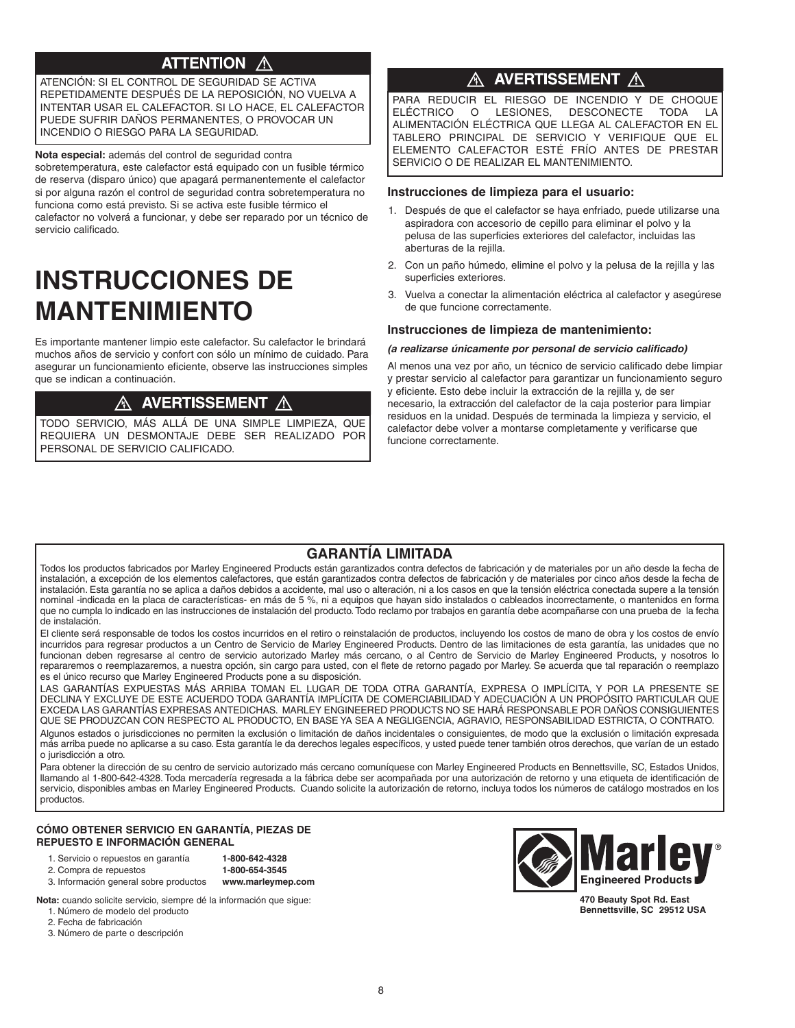## ATTENTION ⚠

ATENCIÓN: SI EL CONTROL DE SEGURIDAD SE ACTIVA REPETIDAMENTE DESPUÉS DE LA REPOSICIÓN, NO VUELVA A INTENTAR USAR EL CALEFACTOR. SI LO HACE, EL CALEFACTOR PUEDE SUFRIR DAÑOS PERMANENTES, O PROVOCAR UN INCENDIO O RIESGO PARA LA SEGURIDAD.

**Nota especial:** además del control de seguridad contra sobretemperatura, este calefactor está equipado con un fusible térmico de reserva (disparo único) que apagará permanentemente el calefactor si por alguna razón el control de seguridad contra sobretemperatura no funciona como está previsto. Si se activa este fusible térmico el calefactor no volverá a funcionar, y debe ser reparado por un técnico de servicio calificado.

# INSTRUCCIONES DE MANTENIMIENTO

Es importante mantener limpio este calefactor. Su calefactor le brindará muchos años de servicio y confort con sólo un mínimo de cuidado. Para asegurar un funcionamiento eficiente, observe las instrucciones simples que se indican a continuación.

## ⚠ AVERTISSEMENT ⚠

TODO SERVICIO, MÁS ALLÁ DE UNA SIMPLE LIMPIEZA, QUE REQUIERA UN DESMONTAJE DEBE SER REALIZADO POR PERSONAL DE SERVICIO CALIFICADO.

## ⚠ AVERTISSEMENT ⚠

PARA REDUCIR EL RIESGO DE INCENDIO Y DE CHOQUE ELÉCTRICO O LESIONES, DESCONECTE TODA LA ALIMENTACIÓN ELÉCTRICA QUE LLEGA AL CALEFACTOR EN EL TABLERO PRINCIPAL DE SERVICIO Y VERIFIQUE QUE EL ELEMENTO CALEFACTOR ESTÉ FRÍO ANTES DE PRESTAR SERVICIO O DE REALIZAR EL MANTENIMIENTO.

### Instrucciones de limpieza para el usuario:

1. Después de que el calefactor se haya enfriado, puede utilizarse una aspiradora con accesorio de cepillo para eliminar el polvo y la pelusa de las superficies exteriores del calefactor, incluidas las aberturas de la rejilla.
2. Con un paño húmedo, elimine el polvo y la pelusa de la rejilla y las superficies exteriores.
3. Vuelva a conectar la alimentación eléctrica al calefactor y asegúrese de que funcione correctamente.

### Instrucciones de limpieza de mantenimiento:

***(a realizarse únicamente por personal de servicio calificado)***

Al menos una vez por año, un técnico de servicio calificado debe limpiar y prestar servicio al calefactor para garantizar un funcionamiento seguro y eficiente. Esto debe incluir la extracción de la rejilla y, de ser necesario, la extracción del calefactor de la caja posterior para limpiar residuos en la unidad. Después de terminada la limpieza y servicio, el calefactor debe volver a montarse completamente y verificarse que funcione correctamente.

## GARANTÍA LIMITADA

Todos los productos fabricados por Marley Engineered Products están garantizados contra defectos de fabricación y de materiales por un año desde la fecha de instalación, a excepción de los elementos calefactores, que están garantizados contra defectos de fabricación y de materiales por cinco años desde la fecha de instalación. Esta garantía no se aplica a daños debidos a accidente, mal uso o alteración, ni a los casos en que la tensión eléctrica conectada supere a la tensión nominal -indicada en la placa de características- en más de 5 %, ni a equipos que hayan sido instalados o cableados incorrectamente, o mantenidos en forma que no cumpla lo indicado en las instrucciones de instalación del producto. Todo reclamo por trabajos en garantía debe acompañarse con una prueba de la fecha de instalación.

El cliente será responsable de todos los costos incurridos en el retiro o reinstalación de productos, incluyendo los costos de mano de obra y los costos de envío incurridos para regresar productos a un Centro de Servicio de Marley Engineered Products. Dentro de las limitaciones de esta garantía, las unidades que no funcionan deben regresarse al centro de servicio autorizado Marley más cercano, o al Centro de Servicio de Marley Engineered Products, y nosotros lo repararemos o reemplazaremos, a nuestra opción, sin cargo para usted, con el flete de retorno pagado por Marley. Se acuerda que tal reparación o reemplazo es el único recurso que Marley Engineered Products pone a su disposición.

LAS GARANTÍAS EXPUESTAS MÁS ARRIBA TOMAN EL LUGAR DE TODA OTRA GARANTÍA, EXPRESA O IMPLÍCITA, Y POR LA PRESENTE SE DECLINA Y EXCLUYE DE ESTE ACUERDO TODA GARANTÍA IMPLÍCITA DE COMERCIABILIDAD Y ADECUACIÓN A UN PROPÓSITO PARTICULAR QUE EXCEDA LAS GARANTÍAS EXPRESAS ANTEDICHAS. MARLEY ENGINEERED PRODUCTS NO SE HARÁ RESPONSABLE POR DAÑOS CONSIGUIENTES QUE SE PRODUZCAN CON RESPECTO AL PRODUCTO, EN BASE YA SEA A NEGLIGENCIA, AGRAVIO, RESPONSABILIDAD ESTRICTA, O CONTRATO.

Algunos estados o jurisdicciones no permiten la exclusión o limitación de daños incidentales o consiguientes, de modo que la exclusión o limitación expresada más arriba puede no aplicarse a su caso. Esta garantía le da derechos legales específicos, y usted puede tener también otros derechos, que varían de un estado o jurisdicción a otro.

Para obtener la dirección de su centro de servicio autorizado más cercano comuníquese con Marley Engineered Products en Bennettsville, SC, Estados Unidos, llamando al 1-800-642-4328. Toda mercadería regresada a la fábrica debe ser acompañada por una autorización de retorno y una etiqueta de identificación de servicio, disponibles ambas en Marley Engineered Products. Cuando solicite la autorización de retorno, incluya todos los números de catálogo mostrados en los productos.

**CÓMO OBTENER SERVICIO EN GARANTÍA, PIEZAS DE REPUESTO E INFORMACIÓN GENERAL**

1. Servicio o repuestos en garantía **1-800-642-4328**
2. Compra de repuestos **1-800-654-3545**
3. Información general sobre productos **www.marleymep.com**

**Nota:** cuando solicite servicio, siempre dé la información que sigue:

1. Número de modelo del producto
2. Fecha de fabricación
3. Número de parte o descripción

Marley Engineered Products®

**470 Beauty Spot Rd. East**
**Bennettsville, SC 29512 USA**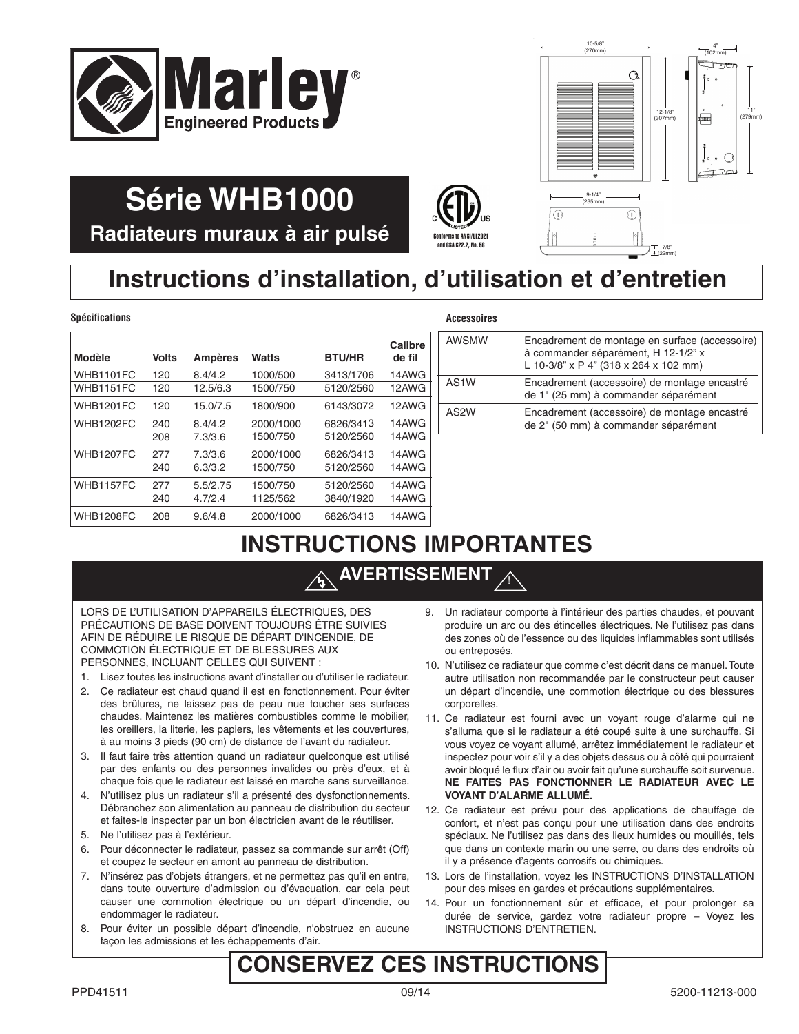# Série WHB1000

## Radiateurs muraux à air pulsé

Conforms to ANSI/UL2021 and CSA C22.2, No. 56

# Instructions d'installation, d'utilisation et d'entretien

### Spécifications

| Modèle | Volts | Ampères | Watts | BTU/HR | Calibre de fil |
|---|---|---|---|---|---|
| WHB1101FC | 120 | 8.4/4.2 | 1000/500 | 3413/1706 | 14AWG |
| WHB1151FC | 120 | 12.5/6.3 | 1500/750 | 5120/2560 | 12AWG |
| WHB1201FC | 120 | 15.0/7.5 | 1800/900 | 6143/3072 | 12AWG |
| WHB1202FC | 240 | 8.4/4.2 | 2000/1000 | 6826/3413 | 14AWG |
| | 208 | 7.3/3.6 | 1500/750 | 5120/2560 | 14AWG |
| WHB1207FC | 277 | 7.3/3.6 | 2000/1000 | 6826/3413 | 14AWG |
| | 240 | 6.3/3.2 | 1500/750 | 5120/2560 | 14AWG |
| WHB1157FC | 277 | 5.5/2.75 | 1500/750 | 5120/2560 | 14AWG |
| | 240 | 4.7/2.4 | 1125/562 | 3840/1920 | 14AWG |
| WHB1208FC | 208 | 9.6/4.8 | 2000/1000 | 6826/3413 | 14AWG |

### Accessoires

| | |
|---|---|
| AWSMW | Encadrement de montage en surface (accessoire) à commander séparément, H 12-1/2" x L 10-3/8" x P 4" (318 x 264 x 102 mm) |
| AS1W | Encadrement (accessoire) de montage encastré de 1" (25 mm) à commander séparément |
| AS2W | Encadrement (accessoire) de montage encastré de 2" (50 mm) à commander séparément |

# INSTRUCTIONS IMPORTANTES

## AVERTISSEMENT

LORS DE L'UTILISATION D'APPAREILS ÉLECTRIQUES, DES PRÉCAUTIONS DE BASE DOIVENT TOUJOURS ÊTRE SUIVIES AFIN DE RÉDUIRE LE RISQUE DE DÉPART D'INCENDIE, DE COMMOTION ÉLECTRIQUE ET DE BLESSURES AUX PERSONNES, INCLUANT CELLES QUI SUIVENT :

1. Lisez toutes les instructions avant d'installer ou d'utiliser le radiateur.
2. Ce radiateur est chaud quand il est en fonctionnement. Pour éviter des brûlures, ne laissez pas de peau nue toucher ses surfaces chaudes. Maintenez les matières combustibles comme le mobilier, les oreillers, la literie, les papiers, les vêtements et les couvertures, à au moins 3 pieds (90 cm) de distance de l'avant du radiateur.
3. Il faut faire très attention quand un radiateur quelconque est utilisé par des enfants ou des personnes invalides ou près d'eux, et à chaque fois que le radiateur est laissé en marche sans surveillance.
4. N'utilisez plus un radiateur s'il a présenté des dysfonctionnements. Débranchez son alimentation au panneau de distribution du secteur et faites-le inspecter par un bon électricien avant de le réutiliser.
5. Ne l'utilisez pas à l'extérieur.
6. Pour déconnecter le radiateur, passez sa commande sur arrêt (Off) et coupez le secteur en amont au panneau de distribution.
7. N'insérez pas d'objets étrangers, et ne permettez pas qu'il en entre, dans toute ouverture d'admission ou d'évacuation, car cela peut causer une commotion électrique ou un départ d'incendie, ou endommager le radiateur.
8. Pour éviter un possible départ d'incendie, n'obstruez en aucune façon les admissions et les échappements d'air.
9. Un radiateur comporte à l'intérieur des parties chaudes, et pouvant produire un arc ou des étincelles électriques. Ne l'utilisez pas dans des zones où de l'essence ou des liquides inflammables sont utilisés ou entreposés.
10. N'utilisez ce radiateur que comme c'est décrit dans ce manuel. Toute autre utilisation non recommandée par le constructeur peut causer un départ d'incendie, une commotion électrique ou des blessures corporelles.
11. Ce radiateur est fourni avec un voyant rouge d'alarme qui ne s'alluma que si le radiateur a été coupé suite à une surchauffe. Si vous voyez ce voyant allumé, arrêtez immédiatement le radiateur et inspectez pour voir s'il y a des objets dessus ou à côté qui pourraient avoir bloqué le flux d'air ou avoir fait qu'une surchauffe soit survenue. **NE FAITES PAS FONCTIONNER LE RADIATEUR AVEC LE VOYANT D'ALARME ALLUMÉ.**
12. Ce radiateur est prévu pour des applications de chauffage de confort, et n'est pas conçu pour une utilisation dans des endroits spéciaux. Ne l'utilisez pas dans des lieux humides ou mouillés, tels que dans un contexte marin ou une serre, ou dans des endroits où il y a présence d'agents corrosifs ou chimiques.
13. Lors de l'installation, voyez les INSTRUCTIONS D'INSTALLATION pour des mises en gardes et précautions supplémentaires.
14. Pour un fonctionnement sûr et efficace, et pour prolonger sa durée de service, gardez votre radiateur propre – Voyez les INSTRUCTIONS D'ENTRETIEN.

# CONSERVEZ CES INSTRUCTIONS

PPD41511 09/14 5200-11213-000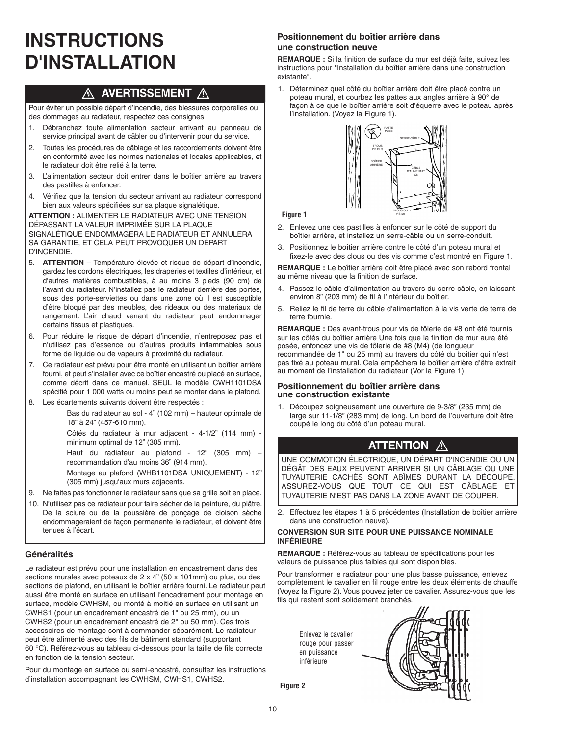# INSTRUCTIONS D'INSTALLATION

## ⚠ AVERTISSEMENT ⚠

Pour éviter un possible départ d'incendie, des blessures corporelles ou des dommages au radiateur, respectez ces consignes :

1. Débranchez toute alimentation secteur arrivant au panneau de service principal avant de câbler ou d'intervenir pour du service.
2. Toutes les procédures de câblage et les raccordements doivent être en conformité avec les normes nationales et locales applicables, et le radiateur doit être relié à la terre.
3. L'alimentation secteur doit entrer dans le boîtier arrière au travers des pastilles à enfoncer.
4. Vérifiez que la tension du secteur arrivant au radiateur correspond bien aux valeurs spécifiées sur sa plaque signalétique.

**ATTENTION :** ALIMENTER LE RADIATEUR AVEC UNE TENSION DÉPASSANT LA VALEUR IMPRIMÉE SUR LA PLAQUE SIGNALÉTIQUE ENDOMMAGERA LE RADIATEUR ET ANNULERA SA GARANTIE, ET CELA PEUT PROVOQUER UN DÉPART D'INCENDIE.

5. **ATTENTION –** Température élevée et risque de départ d'incendie, gardez les cordons électriques, les draperies et textiles d'intérieur, et d'autres matières combustibles, à au moins 3 pieds (90 cm) de l'avant du radiateur. N'installez pas le radiateur derrière des portes, sous des porte-serviettes ou dans une zone où il est susceptible d'être bloqué par des meubles, des rideaux ou des matériaux de rangement. L'air chaud venant du radiateur peut endommager certains tissus et plastiques.
6. Pour réduire le risque de départ d'incendie, n'entreposez pas et n'utilisez pas d'essence ou d'autres produits inflammables sous forme de liquide ou de vapeurs à proximité du radiateur.
7. Ce radiateur est prévu pour être monté en utilisant un boîtier arrière fourni, et peut s'installer avec ce boîtier encastré ou placé en surface, comme décrit dans ce manuel. SEUL le modèle CWH1101DSA spécifié pour 1 000 watts ou moins peut se monter dans le plafond.
8. Les écartements suivants doivent être respectés :

   Bas du radiateur au sol - 4" (102 mm) – hauteur optimale de 18" à 24" (457-610 mm).

   Côtés du radiateur à mur adjacent - 4-1/2" (114 mm) - minimum optimal de 12" (305 mm).

   Haut du radiateur au plafond - 12" (305 mm) – recommandation d'au moins 36" (914 mm).

   Montage au plafond (WHB1101DSA UNIQUEMENT) - 12" (305 mm) jusqu'aux murs adjacents.
9. Ne faites pas fonctionner le radiateur sans que sa grille soit en place.
10. N'utilisez pas ce radiateur pour faire sécher de la peinture, du plâtre. De la sciure ou de la poussière de ponçage de cloison sèche endommageraient de façon permanente le radiateur, et doivent être tenues à l'écart.

### Généralités

Le radiateur est prévu pour une installation en encastrement dans des sections murales avec poteaux de 2 x 4" (50 x 101mm) ou plus, ou des sections de plafond, en utilisant le boîtier arrière fourni. Le radiateur peut aussi être monté en surface en utilisant l'encadrement pour montage en surface, modèle CWHSM, ou monté à moitié en surface en utilisant un CWHS1 (pour un encadrement encastré de 1" ou 25 mm), ou un CWHS2 (pour un encadrement encastré de 2" ou 50 mm). Ces trois accessoires de montage sont à commander séparément. Le radiateur peut être alimenté avec des fils de bâtiment standard (supportant 60 °C). Référez-vous au tableau ci-dessous pour la taille de fils correcte en fonction de la tension secteur.

Pour du montage en surface ou semi-encastré, consultez les instructions d'installation accompagnant les CWHSM, CWHS1, CWHS2.

### Positionnement du boîtier arrière dans une construction neuve

**REMARQUE :** Si la finition de surface du mur est déjà faite, suivez les instructions pour "Installation du boîtier arrière dans une construction existante".

1. Déterminez quel côté du boîtier arrière doit être placé contre un poteau mural, et courbez les pattes aux angles arrière à 90° de façon à ce que le boîtier arrière soit d'équerre avec le poteau après l'installation. (Voyez la Figure 1).

PATTE PLIÉE · SERRE-CÂBLE · TROUS DE FILS · BOÎTIER ARRIÈRE · CÂBLE D'ALIMENTATION · CLOUS OU VIS (2)

**Figure 1**

2. Enlevez une des pastilles à enfoncer sur le côté de support du boîtier arrière, et installez un serre-câble ou un serre-conduit.
3. Positionnez le boîtier arrière contre le côté d'un poteau mural et fixez-le avec des clous ou des vis comme c'est montré en Figure 1.

**REMARQUE :** Le boîtier arrière doit être placé avec son rebord frontal au même niveau que la finition de surface.

4. Passez le câble d'alimentation au travers du serre-câble, en laissant environ 8" (203 mm) de fil à l'intérieur du boîtier.
5. Reliez le fil de terre du câble d'alimentation à la vis verte de terre de terre fournie.

**REMARQUE :** Des avant-trous pour vis de tôlerie de #8 ont été fournis sur les côtés du boîtier arrière Une fois que la finition de mur aura été posée, enfoncez une vis de tôlerie de #8 (M4) (de longueur recommandée de 1" ou 25 mm) au travers du côté du boîtier qui n'est pas fixé au poteau mural. Cela empêchera le boîtier arrière d'être extrait au moment de l'installation du radiateur (Vor la Figure 1)

### Positionnement du boîtier arrière dans une construction existante

1. Découpez soigneusement une ouverture de 9-3/8" (235 mm) de large sur 11-1/8" (283 mm) de long. Un bord de l'ouverture doit être coupé le long du côté d'un poteau mural.

## ATTENTION ⚠

UNE COMMOTION ÉLECTRIQUE, UN DÉPART D'INCENDIE OU UN DÉGÂT DES EAUX PEUVENT ARRIVER SI UN CÂBLAGE OU UNE TUYAUTERIE CACHÉS SONT ABÎMÉS DURANT LA DÉCOUPE. ASSUREZ-VOUS QUE TOUT CE QUI EST CÂBLAGE ET TUYAUTERIE N'EST PAS DANS LA ZONE AVANT DE COUPER.

2. Effectuez les étapes 1 à 5 précédentes (Installation de boîtier arrière dans une construction neuve).

#### CONVERSION SUR SITE POUR UNE PUISSANCE NOMINALE INFÉRIEURE

**REMARQUE :** Référez-vous au tableau de spécifications pour les valeurs de puissance plus faibles qui sont disponibles.

Pour transformer le radiateur pour une plus basse puissance, enlevez complètement le cavalier en fil rouge entre les deux éléments de chauffe (Voyez la Figure 2). Vous pouvez jeter ce cavalier. Assurez-vous que les fils qui restent sont solidement branchés.

Enlevez le cavalier rouge pour passer en puissance inférieure

**Figure 2**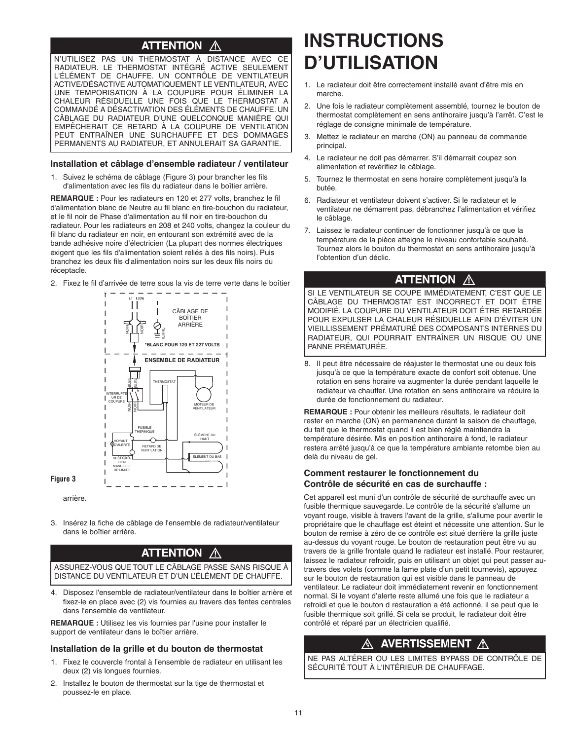## ATTENTION ⚠

N'UTILISEZ PAS UN THERMOSTAT À DISTANCE AVEC CE RADIATEUR. LE THERMOSTAT INTÉGRÉ ACTIVE SEULEMENT L'ÉLÉMENT DE CHAUFFE. UN CONTRÔLE DE VENTILATEUR ACTIVE/DÉSACTIVE AUTOMATIQUEMENT LE VENTILATEUR, AVEC UNE TEMPORISATION À LA COUPURE POUR ÉLIMINER LA CHALEUR RÉSIDUELLE UNE FOIS QUE LE THERMOSTAT A COMMANDÉ A DÉSACTIVATION DES ÉLÉMENTS DE CHAUFFE. UN CÂBLAGE DU RADIATEUR D'UNE QUELCONQUE MANIÈRE QUI EMPÊCHERAIT CE RETARD À LA COUPURE DE VENTILATION PEUT ENTRAÎNER UNE SURCHAUFFE ET DES DOMMAGES PERMANENTS AU RADIATEUR, ET ANNULERAIT SA GARANTIE.

### Installation et câblage d'ensemble radiateur / ventilateur

1. Suivez le schéma de câblage (Figure 3) pour brancher les fils d'alimentation avec les fils du radiateur dans le boîtier arrière.

**REMARQUE :** Pour les radiateurs en 120 et 277 volts, branchez le fil d'alimentation blanc de Neutre au fil blanc en tire-bouchon du radiateur, et le fil noir de Phase d'alimentation au fil noir en tire-bouchon du radiateur. Pour les radiateurs en 208 et 240 volts, changez la couleur du fil blanc du radiateur en noir, en entourant son extrémité avec de la bande adhésive noire d'électricien (La plupart des normes électriques exigent que les fils d'alimentation soient reliés à des fils noirs). Puis branchez les deux fils d'alimentation noirs sur les deux fils noirs du réceptacle.

2. Fixez le fil d'arrivée de terre sous la vis de terre verte dans le boîtier arrière.

L1 L2(N) — CÂBLAGE DE BOÎTIER ARRIÈRE — NOIR — NOIR — TERRE — *BLANC POUR 120 ET 227 VOLTS — ENSEMBLE DE RADIATEUR — BLEU — BLEU — THERMOSTAT — INTERRUPTEUR DE COUPURE — NOIR — NOIR — MOTEUR DE VENTILATEUR — FUSIBLE THERMIQUE — ÉLÉMENT DU HAUT — VOYANT D'ALERTE — RETARD DE VENTILATION — ÉLÉMENT DU BAS — RESTAURATION MANUELLE DE LIMITE

**Figure 3**

3. Insérez la fiche de câblage de l'ensemble de radiateur/ventilateur dans le boîtier arrière.

## ATTENTION ⚠

ASSUREZ-VOUS QUE TOUT LE CÂBLAGE PASSE SANS RISQUE À DISTANCE DU VENTILATEUR ET D'UN L'ÉLÉMENT DE CHAUFFE.

4. Disposez l'ensemble de radiateur/ventilateur dans le boîtier arrière et fixez-le en place avec (2) vis fournies au travers des fentes centrales dans l'ensemble de ventilateur.

**REMARQUE :** Utilisez les vis fournies par l'usine pour installer le support de ventilateur dans le boîtier arrière.

### Installation de la grille et du bouton de thermostat

1. Fixez le couvercle frontal à l'ensemble de radiateur en utilisant les deux (2) vis longues fournies.
2. Installez le bouton de thermostat sur la tige de thermostat et poussez-le en place.

# INSTRUCTIONS D'UTILISATION

1. Le radiateur doit être correctement installé avant d'être mis en marche.
2. Une fois le radiateur complètement assemblé, tournez le bouton de thermostat complètement en sens antihoraire jusqu'à l'arrêt. C'est le réglage de consigne minimale de température.
3. Mettez le radiateur en marche (ON) au panneau de commande principal.
4. Le radiateur ne doit pas démarrer. S'il démarrait coupez son alimentation et revérifiez le câblage.
5. Tournez le thermostat en sens horaire complètement jusqu'à la butée.
6. Radiateur et ventilateur doivent s'activer. Si le radiateur et le ventilateur ne démarrent pas, débranchez l'alimentation et vérifiez le câblage.
7. Laissez le radiateur continuer de fonctionner jusqu'à ce que la température de la pièce atteigne le niveau confortable souhaité. Tournez alors le bouton du thermostat en sens antihoraire jusqu'à l'obtention d'un déclic.

## ATTENTION ⚠

SI LE VENTILATEUR SE COUPE IMMÉDIATEMENT, C'EST QUE LE CÂBLAGE DU THERMOSTAT EST INCORRECT ET DOIT ÊTRE MODIFIÉ. LA COUPURE DU VENTILATEUR DOIT ÊTRE RETARDÉE POUR EXPULSER LA CHALEUR RÉSIDUELLE AFIN D'ÉVITER UN VIEILLISSEMENT PRÉMATURÉ DES COMPOSANTS INTERNES DU RADIATEUR, QUI POURRAIT ENTRAÎNER UN RISQUE OU UNE PANNE PRÉMATURÉE.

8. Il peut être nécessaire de réajuster le thermostat une ou deux fois jusqu'à ce que la température exacte de confort soit obtenue. Une rotation en sens horaire va augmenter la durée pendant laquelle le radiateur va chauffer. Une rotation en sens antihoraire va réduire la durée de fonctionnement du radiateur.

**REMARQUE :** Pour obtenir les meilleurs résultats, le radiateur doit rester en marche (ON) en permanence durant la saison de chauffage, du fait que le thermostat quand il est bien réglé maintiendra la température désirée. Mis en position antihoraire à fond, le radiateur restera arrêté jusqu'à ce que la température ambiante retombe bien au delà du niveau de gel.

### Comment restaurer le fonctionnement du Contrôle de sécurité en cas de surchauffe :

Cet appareil est muni d'un contrôle de sécurité de surchauffe avec un fusible thermique sauvegarde. Le contrôle de la sécurité s'allume un voyant rouge, visible à travers l'avant de la grille, s'allume pour avertir le propriétaire que le chauffage est éteint et nécessite une attention. Sur le bouton de remise à zéro de ce contrôle est situé derrière la grille juste au-dessus du voyant rouge. Le bouton de restauration peut être vu au travers de la grille frontale quand le radiateur est installé. Pour restaurer, laissez le radiateur refroidir, puis en utilisant un objet qui peut passer au-travers des volets (comme la lame plate d'un petit tournevis), appuyez sur le bouton de restauration qui est visible dans le panneau de ventilateur. Le radiateur doit immédiatement revenir en fonctionnement normal. Si le voyant d'alerte reste allumé une fois que le radiateur a refroidi et que le bouton d restauration a été actionné, il se peut que le fusible thermique soit grillé. Si cela se produit, le radiateur doit être contrôlé et réparé par un électricien qualifié.

## ⚠ AVERTISSEMENT ⚠

NE PAS ALTÉRER OU LES LIMITES BYPASS DE CONTRÔLE DE SÉCURITÉ TOUT À L'INTÉRIEUR DE CHAUFFAGE.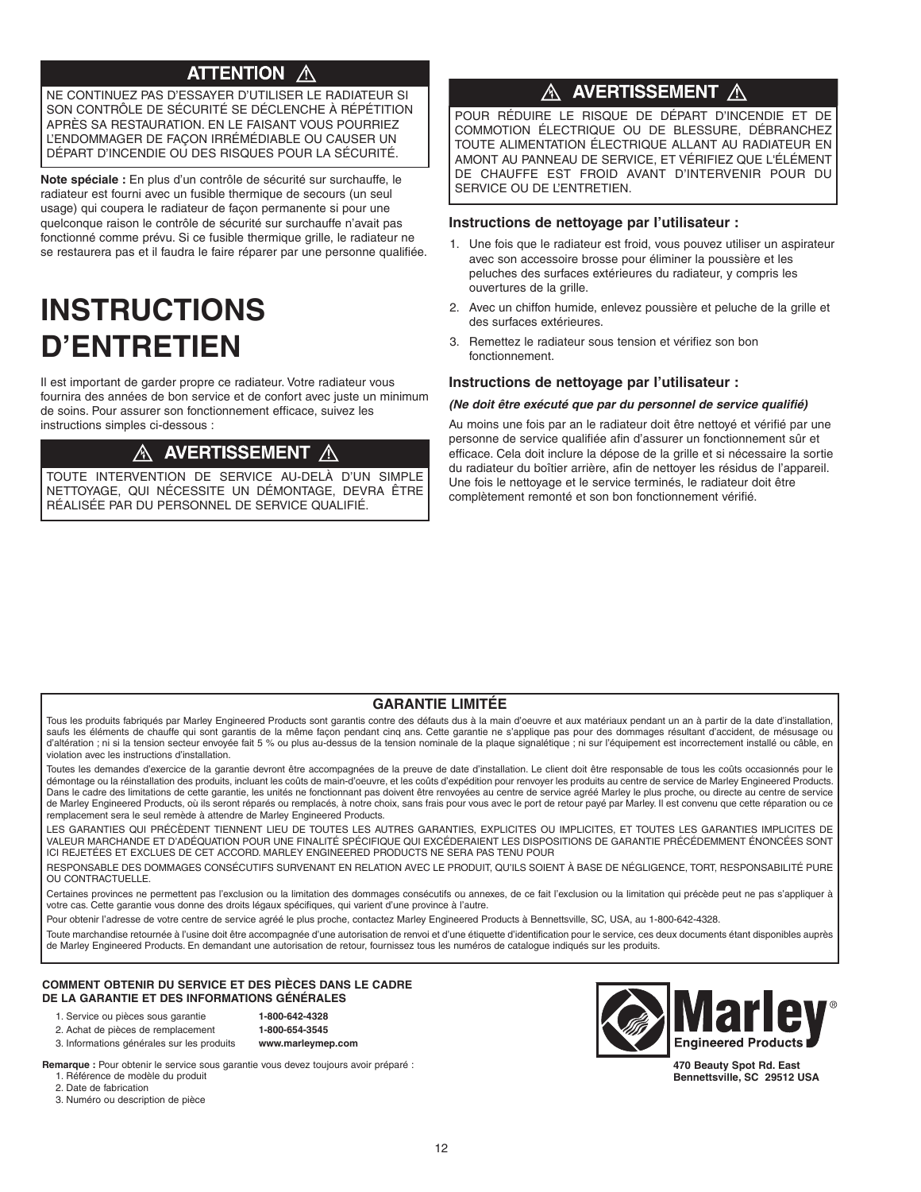## ATTENTION ⚠

NE CONTINUEZ PAS D'ESSAYER D'UTILISER LE RADIATEUR SI SON CONTRÔLE DE SÉCURITÉ SE DÉCLENCHE À RÉPÉTITION APRÈS SA RESTAURATION. EN LE FAISANT VOUS POURRIEZ L'ENDOMMAGER DE FAÇON IRRÉMÉDIABLE OU CAUSER UN DÉPART D'INCENDIE OU DES RISQUES POUR LA SÉCURITÉ.

**Note spéciale :** En plus d'un contrôle de sécurité sur surchauffe, le radiateur est fourni avec un fusible thermique de secours (un seul usage) qui coupera le radiateur de façon permanente si pour une quelconque raison le contrôle de sécurité sur surchauffe n'avait pas fonctionné comme prévu. Si ce fusible thermique grille, le radiateur ne se restaurera pas et il faudra le faire réparer par une personne qualifiée.

# INSTRUCTIONS D'ENTRETIEN

Il est important de garder propre ce radiateur. Votre radiateur vous fournira des années de bon service et de confort avec juste un minimum de soins. Pour assurer son fonctionnement efficace, suivez les instructions simples ci-dessous :

## ⚠ AVERTISSEMENT ⚠

TOUTE INTERVENTION DE SERVICE AU-DELÀ D'UN SIMPLE NETTOYAGE, QUI NÉCESSITE UN DÉMONTAGE, DEVRA ÊTRE RÉALISÉE PAR DU PERSONNEL DE SERVICE QUALIFIÉ.

## ⚠ AVERTISSEMENT ⚠

POUR RÉDUIRE LE RISQUE DE DÉPART D'INCENDIE ET DE COMMOTION ÉLECTRIQUE OU DE BLESSURE, DÉBRANCHEZ TOUTE ALIMENTATION ÉLECTRIQUE ALLANT AU RADIATEUR EN AMONT AU PANNEAU DE SERVICE, ET VÉRIFIEZ QUE L'ÉLÉMENT DE CHAUFFE EST FROID AVANT D'INTERVENIR POUR DU SERVICE OU DE L'ENTRETIEN.

### Instructions de nettoyage par l'utilisateur :

1. Une fois que le radiateur est froid, vous pouvez utiliser un aspirateur avec son accessoire brosse pour éliminer la poussière et les peluches des surfaces extérieures du radiateur, y compris les ouvertures de la grille.
2. Avec un chiffon humide, enlevez poussière et peluche de la grille et des surfaces extérieures.
3. Remettez le radiateur sous tension et vérifiez son bon fonctionnement.

### Instructions de nettoyage par l'utilisateur :

***(Ne doit être exécuté que par du personnel de service qualifié)***

Au moins une fois par an le radiateur doit être nettoyé et vérifié par une personne de service qualifiée afin d'assurer un fonctionnement sûr et efficace. Cela doit inclure la dépose de la grille et si nécessaire la sortie du radiateur du boîtier arrière, afin de nettoyer les résidus de l'appareil. Une fois le nettoyage et le service terminés, le radiateur doit être complètement remonté et son bon fonctionnement vérifié.

## GARANTIE LIMITÉE

Tous les produits fabriqués par Marley Engineered Products sont garantis contre des défauts dus à la main d'oeuvre et aux matériaux pendant un an à partir de la date d'installation, saufs les éléments de chauffe qui sont garantis de la même façon pendant cinq ans. Cette garantie ne s'applique pas pour des dommages résultant d'accident, de mésusage ou d'altération ; ni si la tension secteur envoyée fait 5 % ou plus au-dessus de la tension nominale de la plaque signalétique ; ni sur l'équipement est incorrectement installé ou câblé, en violation avec les instructions d'installation.

Toutes les demandes d'exercice de la garantie devront être accompagnées de la preuve de date d'installation. Le client doit être responsable de tous les coûts occasionnés pour le démontage ou la réinstallation des produits, incluant les coûts de main-d'oeuvre, et les coûts d'expédition pour renvoyer les produits au centre de service de Marley Engineered Products. Dans le cadre des limitations de cette garantie, les unités ne fonctionnant pas doivent être renvoyées au centre de service agréé Marley le plus proche, ou directe au centre de service de Marley Engineered Products, où ils seront réparés ou remplacés, à notre choix, sans frais pour vous avec le port de retour payé par Marley. Il est convenu que cette réparation ou ce remplacement sera le seul remède à attendre de Marley Engineered Products.

LES GARANTIES QUI PRÉCÈDENT TIENNENT LIEU DE TOUTES LES AUTRES GARANTIES, EXPLICITES OU IMPLICITES, ET TOUTES LES GARANTIES IMPLICITES DE VALEUR MARCHANDE ET D'ADÉQUATION POUR UNE FINALITÉ SPÉCIFIQUE QUI EXCÉDERAIENT LES DISPOSITIONS DE GARANTIE PRÉCÉDEMMENT ÉNONCÉES SONT ICI REJETÉES ET EXCLUES DE CET ACCORD. MARLEY ENGINEERED PRODUCTS NE SERA PAS TENU POUR

RESPONSABLE DES DOMMAGES CONSÉCUTIFS SURVENANT EN RELATION AVEC LE PRODUIT, QU'ILS SOIENT À BASE DE NÉGLIGENCE, TORT, RESPONSABILITÉ PURE OU CONTRACTUELLE.

Certaines provinces ne permettent pas l'exclusion ou la limitation des dommages consécutifs ou annexes, de ce fait l'exclusion ou la limitation qui précède peut ne pas s'appliquer à votre cas. Cette garantie vous donne des droits légaux spécifiques, qui varient d'une province à l'autre.

Pour obtenir l'adresse de votre centre de service agréé le plus proche, contactez Marley Engineered Products à Bennettsville, SC, USA, au 1-800-642-4328.

Toute marchandise retournée à l'usine doit être accompagnée d'une autorisation de renvoi et d'une étiquette d'identification pour le service, ces deux documents étant disponibles auprès de Marley Engineered Products. En demandant une autorisation de retour, fournissez tous les numéros de catalogue indiqués sur les produits.

**COMMENT OBTENIR DU SERVICE ET DES PIÈCES DANS LE CADRE DE LA GARANTIE ET DES INFORMATIONS GÉNÉRALES**

| | |
|---|---|
| 1. Service ou pièces sous garantie | **1-800-642-4328** |
| 2. Achat de pièces de remplacement | **1-800-654-3545** |
| 3. Informations générales sur les produits | **www.marleymep.com** |

**Remarque :** Pour obtenir le service sous garantie vous devez toujours avoir préparé :

1. Référence de modèle du produit
2. Date de fabrication
3. Numéro ou description de pièce

Marley Engineered Products

**470 Beauty Spot Rd. East**
**Bennettsville, SC 29512 USA**